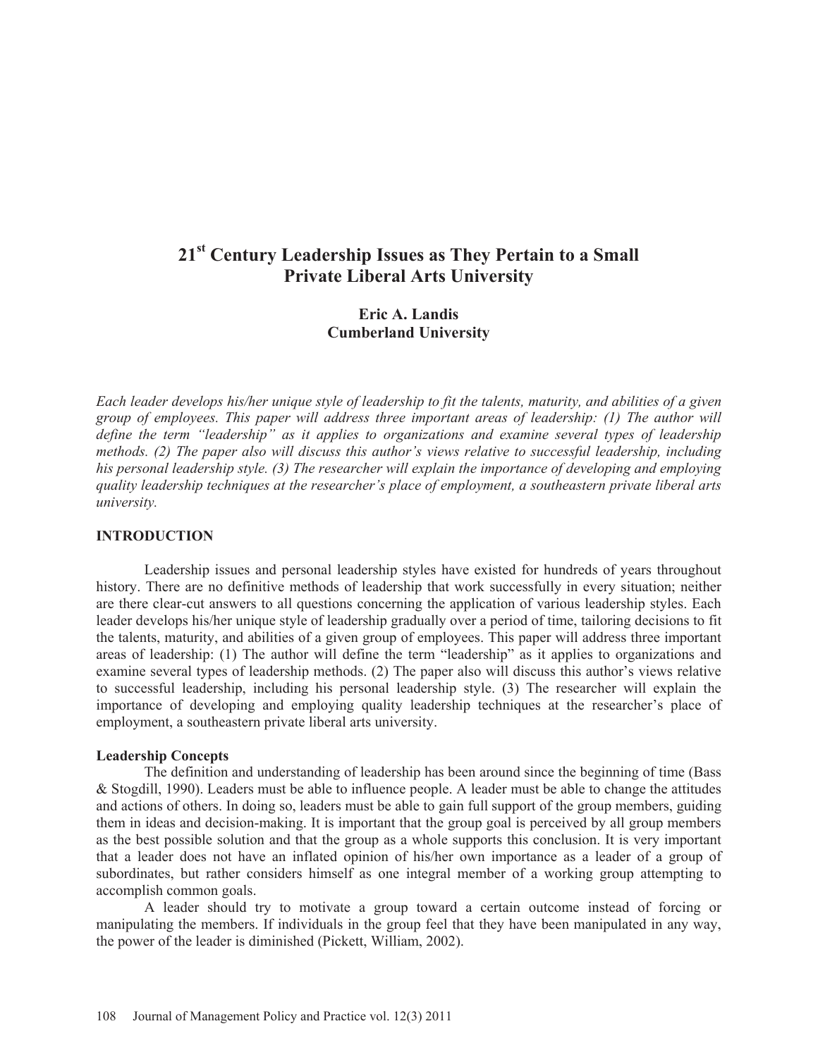# 21st Century Leadership Issues as They Pertain to a Small Private Liberal Arts University

**Eric A. Landis**
**Cumberland University**

*Each leader develops his/her unique style of leadership to fit the talents, maturity, and abilities of a given group of employees. This paper will address three important areas of leadership: (1) The author will define the term "leadership" as it applies to organizations and examine several types of leadership methods. (2) The paper also will discuss this author's views relative to successful leadership, including his personal leadership style. (3) The researcher will explain the importance of developing and employing quality leadership techniques at the researcher's place of employment, a southeastern private liberal arts university.*

## INTRODUCTION

Leadership issues and personal leadership styles have existed for hundreds of years throughout history. There are no definitive methods of leadership that work successfully in every situation; neither are there clear-cut answers to all questions concerning the application of various leadership styles. Each leader develops his/her unique style of leadership gradually over a period of time, tailoring decisions to fit the talents, maturity, and abilities of a given group of employees. This paper will address three important areas of leadership: (1) The author will define the term "leadership" as it applies to organizations and examine several types of leadership methods. (2) The paper also will discuss this author's views relative to successful leadership, including his personal leadership style. (3) The researcher will explain the importance of developing and employing quality leadership techniques at the researcher's place of employment, a southeastern private liberal arts university.

### Leadership Concepts

The definition and understanding of leadership has been around since the beginning of time (Bass & Stogdill, 1990). Leaders must be able to influence people. A leader must be able to change the attitudes and actions of others. In doing so, leaders must be able to gain full support of the group members, guiding them in ideas and decision-making. It is important that the group goal is perceived by all group members as the best possible solution and that the group as a whole supports this conclusion. It is very important that a leader does not have an inflated opinion of his/her own importance as a leader of a group of subordinates, but rather considers himself as one integral member of a working group attempting to accomplish common goals.

A leader should try to motivate a group toward a certain outcome instead of forcing or manipulating the members. If individuals in the group feel that they have been manipulated in any way, the power of the leader is diminished (Pickett, William, 2002).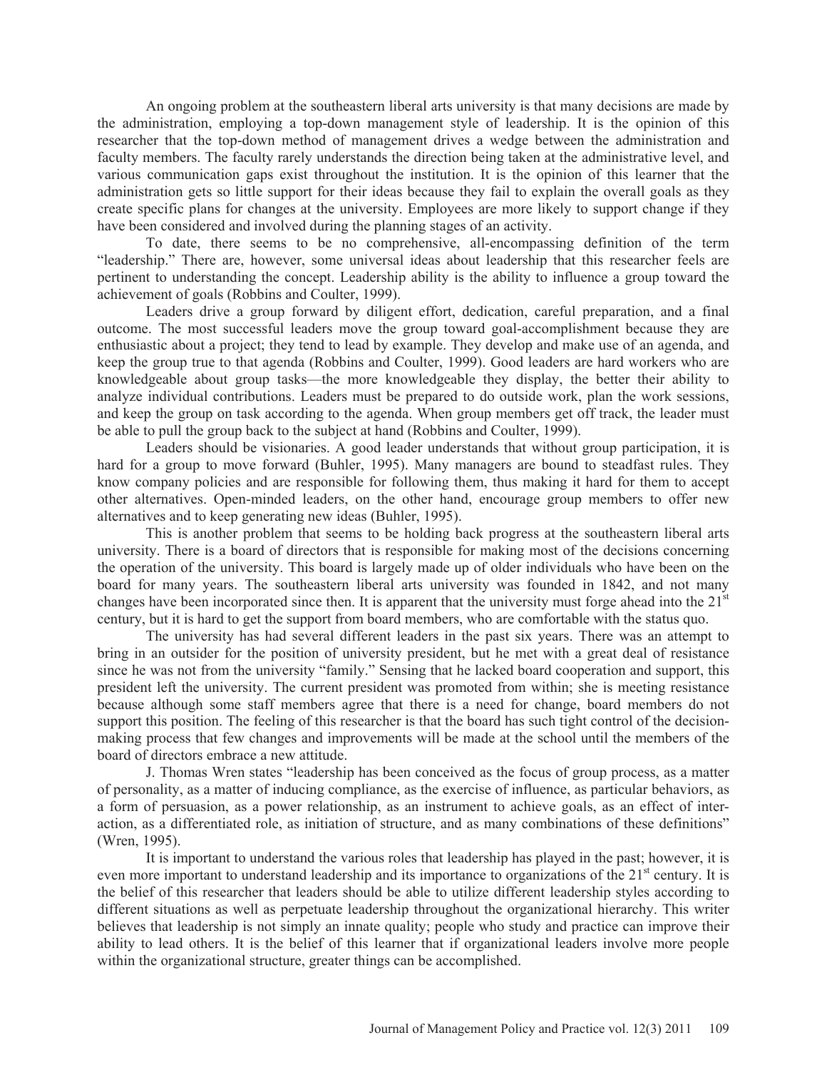An ongoing problem at the southeastern liberal arts university is that many decisions are made by the administration, employing a top-down management style of leadership. It is the opinion of this researcher that the top-down method of management drives a wedge between the administration and faculty members. The faculty rarely understands the direction being taken at the administrative level, and various communication gaps exist throughout the institution. It is the opinion of this learner that the administration gets so little support for their ideas because they fail to explain the overall goals as they create specific plans for changes at the university. Employees are more likely to support change if they have been considered and involved during the planning stages of an activity.

To date, there seems to be no comprehensive, all-encompassing definition of the term "leadership." There are, however, some universal ideas about leadership that this researcher feels are pertinent to understanding the concept. Leadership ability is the ability to influence a group toward the achievement of goals (Robbins and Coulter, 1999).

Leaders drive a group forward by diligent effort, dedication, careful preparation, and a final outcome. The most successful leaders move the group toward goal-accomplishment because they are enthusiastic about a project; they tend to lead by example. They develop and make use of an agenda, and keep the group true to that agenda (Robbins and Coulter, 1999). Good leaders are hard workers who are knowledgeable about group tasks—the more knowledgeable they display, the better their ability to analyze individual contributions. Leaders must be prepared to do outside work, plan the work sessions, and keep the group on task according to the agenda. When group members get off track, the leader must be able to pull the group back to the subject at hand (Robbins and Coulter, 1999).

Leaders should be visionaries. A good leader understands that without group participation, it is hard for a group to move forward (Buhler, 1995). Many managers are bound to steadfast rules. They know company policies and are responsible for following them, thus making it hard for them to accept other alternatives. Open-minded leaders, on the other hand, encourage group members to offer new alternatives and to keep generating new ideas (Buhler, 1995).

This is another problem that seems to be holding back progress at the southeastern liberal arts university. There is a board of directors that is responsible for making most of the decisions concerning the operation of the university. This board is largely made up of older individuals who have been on the board for many years. The southeastern liberal arts university was founded in 1842, and not many changes have been incorporated since then. It is apparent that the university must forge ahead into the 21st century, but it is hard to get the support from board members, who are comfortable with the status quo.

The university has had several different leaders in the past six years. There was an attempt to bring in an outsider for the position of university president, but he met with a great deal of resistance since he was not from the university "family." Sensing that he lacked board cooperation and support, this president left the university. The current president was promoted from within; she is meeting resistance because although some staff members agree that there is a need for change, board members do not support this position. The feeling of this researcher is that the board has such tight control of the decision-making process that few changes and improvements will be made at the school until the members of the board of directors embrace a new attitude.

J. Thomas Wren states "leadership has been conceived as the focus of group process, as a matter of personality, as a matter of inducing compliance, as the exercise of influence, as particular behaviors, as a form of persuasion, as a power relationship, as an instrument to achieve goals, as an effect of interaction, as a differentiated role, as initiation of structure, and as many combinations of these definitions" (Wren, 1995).

It is important to understand the various roles that leadership has played in the past; however, it is even more important to understand leadership and its importance to organizations of the 21st century. It is the belief of this researcher that leaders should be able to utilize different leadership styles according to different situations as well as perpetuate leadership throughout the organizational hierarchy. This writer believes that leadership is not simply an innate quality; people who study and practice can improve their ability to lead others. It is the belief of this learner that if organizational leaders involve more people within the organizational structure, greater things can be accomplished.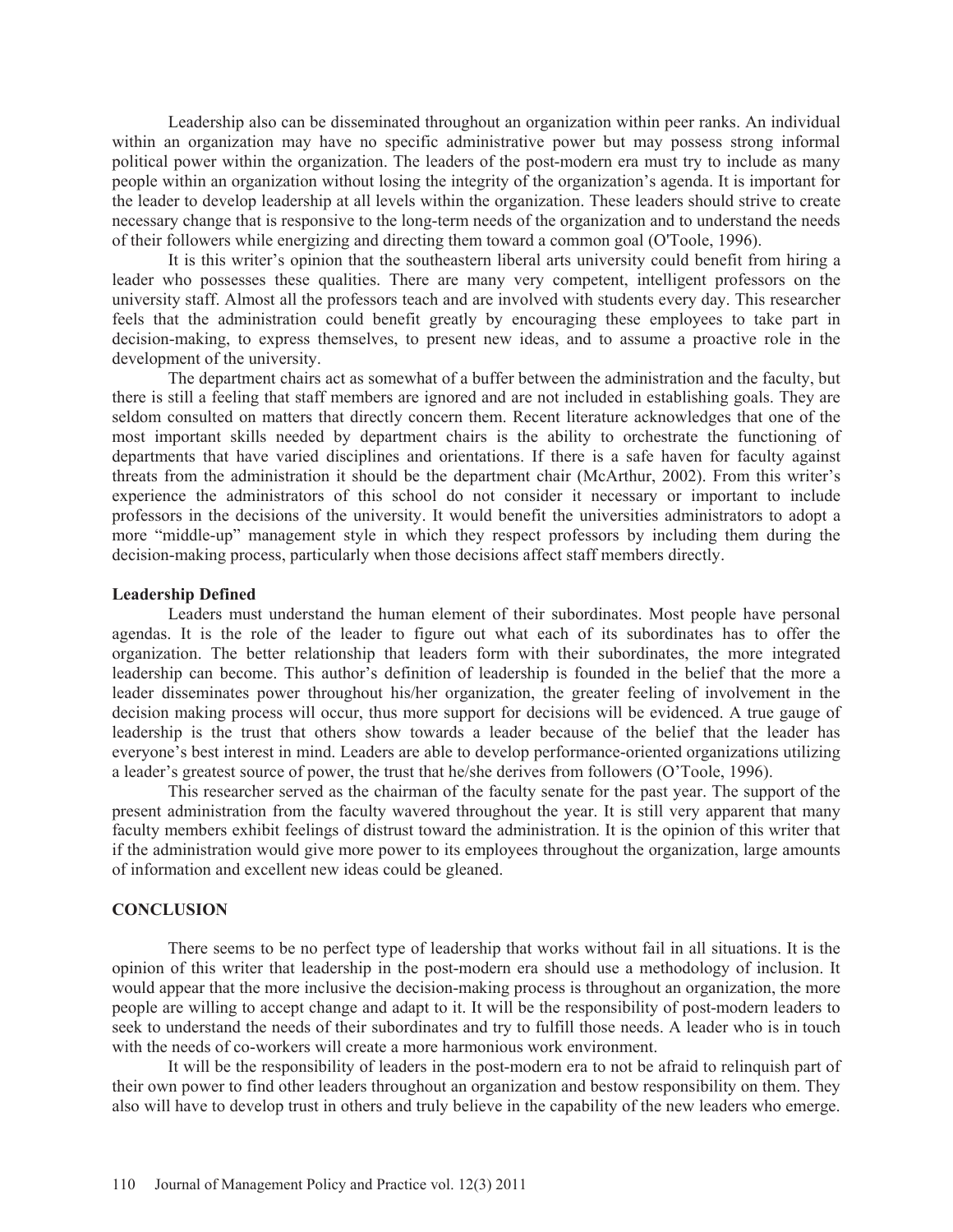Leadership also can be disseminated throughout an organization within peer ranks. An individual within an organization may have no specific administrative power but may possess strong informal political power within the organization. The leaders of the post-modern era must try to include as many people within an organization without losing the integrity of the organization's agenda. It is important for the leader to develop leadership at all levels within the organization. These leaders should strive to create necessary change that is responsive to the long-term needs of the organization and to understand the needs of their followers while energizing and directing them toward a common goal (O'Toole, 1996).

It is this writer's opinion that the southeastern liberal arts university could benefit from hiring a leader who possesses these qualities. There are many very competent, intelligent professors on the university staff. Almost all the professors teach and are involved with students every day. This researcher feels that the administration could benefit greatly by encouraging these employees to take part in decision-making, to express themselves, to present new ideas, and to assume a proactive role in the development of the university.

The department chairs act as somewhat of a buffer between the administration and the faculty, but there is still a feeling that staff members are ignored and are not included in establishing goals. They are seldom consulted on matters that directly concern them. Recent literature acknowledges that one of the most important skills needed by department chairs is the ability to orchestrate the functioning of departments that have varied disciplines and orientations. If there is a safe haven for faculty against threats from the administration it should be the department chair (McArthur, 2002). From this writer's experience the administrators of this school do not consider it necessary or important to include professors in the decisions of the university. It would benefit the universities administrators to adopt a more "middle-up" management style in which they respect professors by including them during the decision-making process, particularly when those decisions affect staff members directly.

### Leadership Defined

Leaders must understand the human element of their subordinates. Most people have personal agendas. It is the role of the leader to figure out what each of its subordinates has to offer the organization. The better relationship that leaders form with their subordinates, the more integrated leadership can become. This author's definition of leadership is founded in the belief that the more a leader disseminates power throughout his/her organization, the greater feeling of involvement in the decision making process will occur, thus more support for decisions will be evidenced. A true gauge of leadership is the trust that others show towards a leader because of the belief that the leader has everyone's best interest in mind. Leaders are able to develop performance-oriented organizations utilizing a leader's greatest source of power, the trust that he/she derives from followers (O'Toole, 1996).

This researcher served as the chairman of the faculty senate for the past year. The support of the present administration from the faculty wavered throughout the year. It is still very apparent that many faculty members exhibit feelings of distrust toward the administration. It is the opinion of this writer that if the administration would give more power to its employees throughout the organization, large amounts of information and excellent new ideas could be gleaned.

## CONCLUSION

There seems to be no perfect type of leadership that works without fail in all situations. It is the opinion of this writer that leadership in the post-modern era should use a methodology of inclusion. It would appear that the more inclusive the decision-making process is throughout an organization, the more people are willing to accept change and adapt to it. It will be the responsibility of post-modern leaders to seek to understand the needs of their subordinates and try to fulfill those needs. A leader who is in touch with the needs of co-workers will create a more harmonious work environment.

It will be the responsibility of leaders in the post-modern era to not be afraid to relinquish part of their own power to find other leaders throughout an organization and bestow responsibility on them. They also will have to develop trust in others and truly believe in the capability of the new leaders who emerge.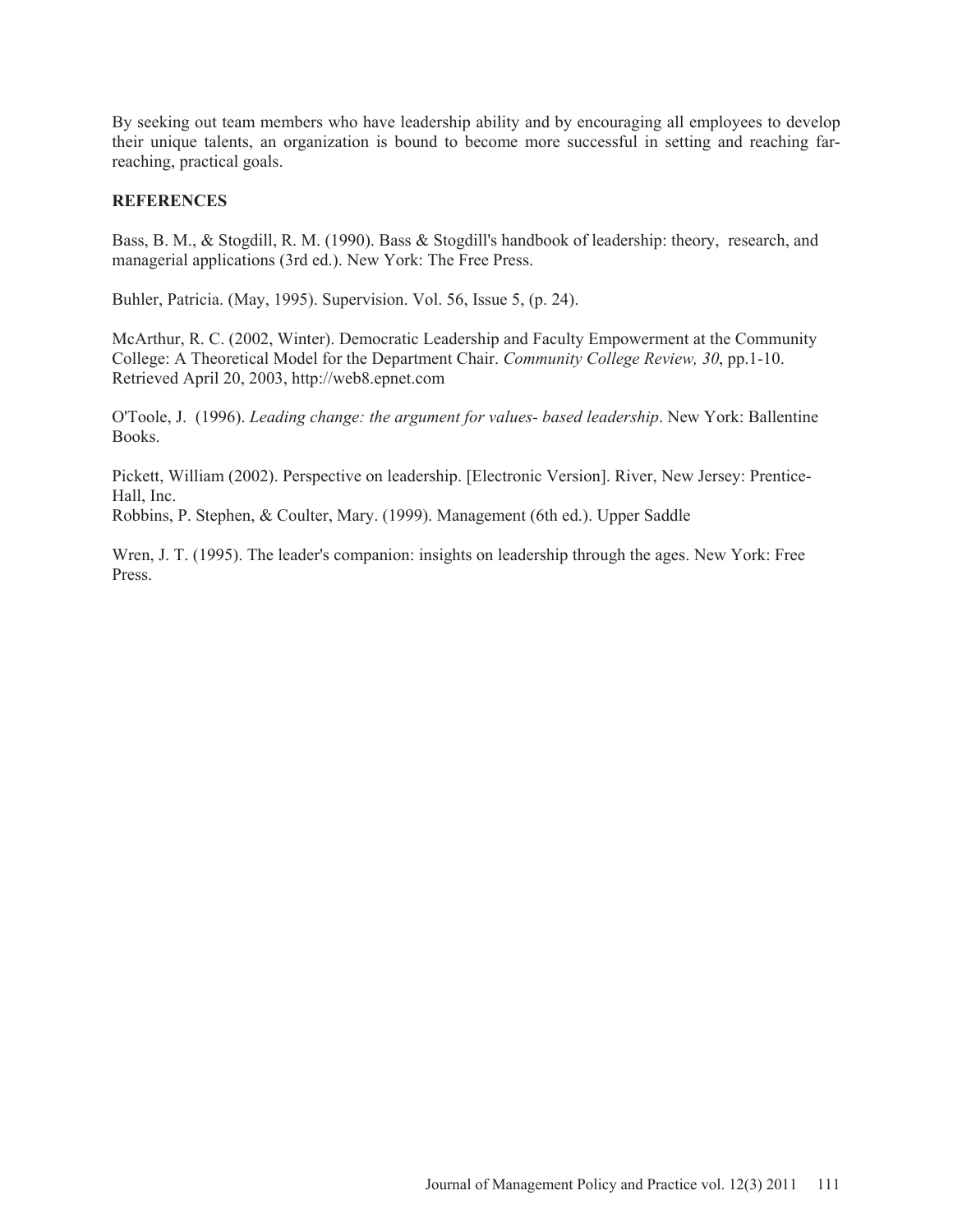By seeking out team members who have leadership ability and by encouraging all employees to develop their unique talents, an organization is bound to become more successful in setting and reaching far-reaching, practical goals.

## REFERENCES

Bass, B. M., & Stogdill, R. M. (1990). Bass & Stogdill's handbook of leadership: theory, research, and managerial applications (3rd ed.). New York: The Free Press.

Buhler, Patricia. (May, 1995). Supervision. Vol. 56, Issue 5, (p. 24).

McArthur, R. C. (2002, Winter). Democratic Leadership and Faculty Empowerment at the Community College: A Theoretical Model for the Department Chair. *Community College Review, 30*, pp.1-10. Retrieved April 20, 2003, http://web8.epnet.com

O'Toole, J. (1996). *Leading change: the argument for values- based leadership*. New York: Ballentine Books.

Pickett, William (2002). Perspective on leadership. [Electronic Version]. River, New Jersey: Prentice-Hall, Inc.

Robbins, P. Stephen, & Coulter, Mary. (1999). Management (6th ed.). Upper Saddle

Wren, J. T. (1995). The leader's companion: insights on leadership through the ages. New York: Free Press.